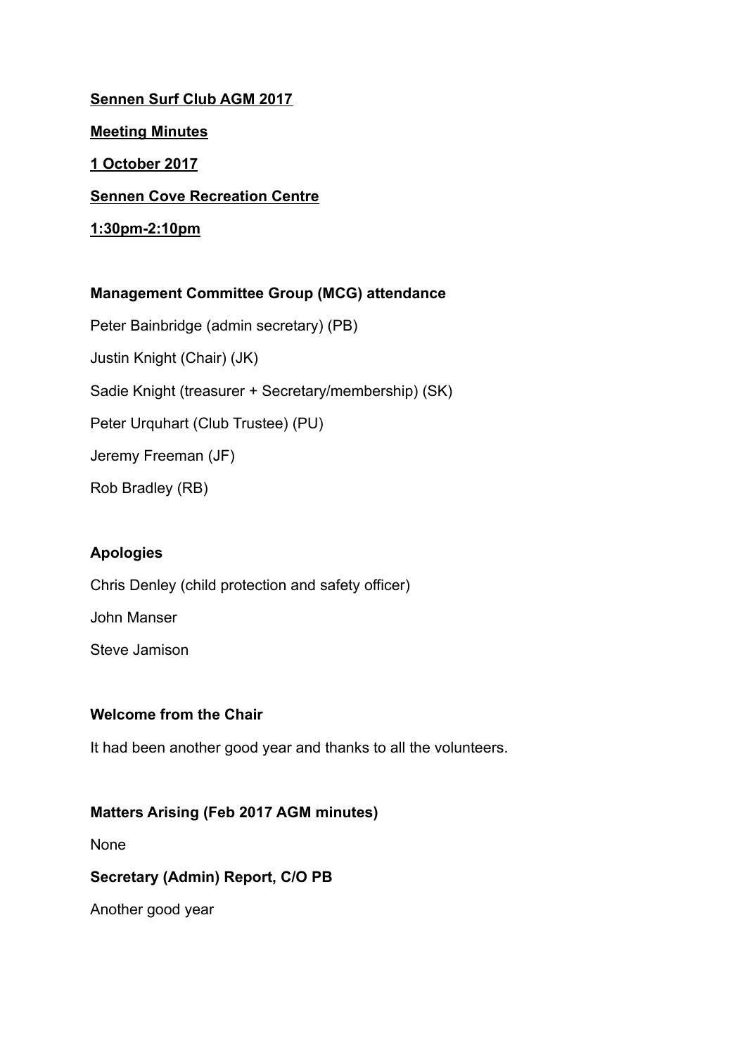**Sennen Surf Club AGM 2017**

**Meeting Minutes**

**1 October 2017**

**Sennen Cove Recreation Centre**

**1:30pm-2:10pm**

**Management Committee Group (MCG) attendance**

Peter Bainbridge (admin secretary) (PB)

Justin Knight (Chair) (JK)

Sadie Knight (treasurer + Secretary/membership) (SK)

Peter Urquhart (Club Trustee) (PU)

Jeremy Freeman (JF)

Rob Bradley (RB)

**Apologies**

Chris Denley (child protection and safety officer)

John Manser

Steve Jamison

**Welcome from the Chair**

It had been another good year and thanks to all the volunteers.

**Matters Arising (Feb 2017 AGM minutes)**

None

**Secretary (Admin) Report, C/O PB**

Another good year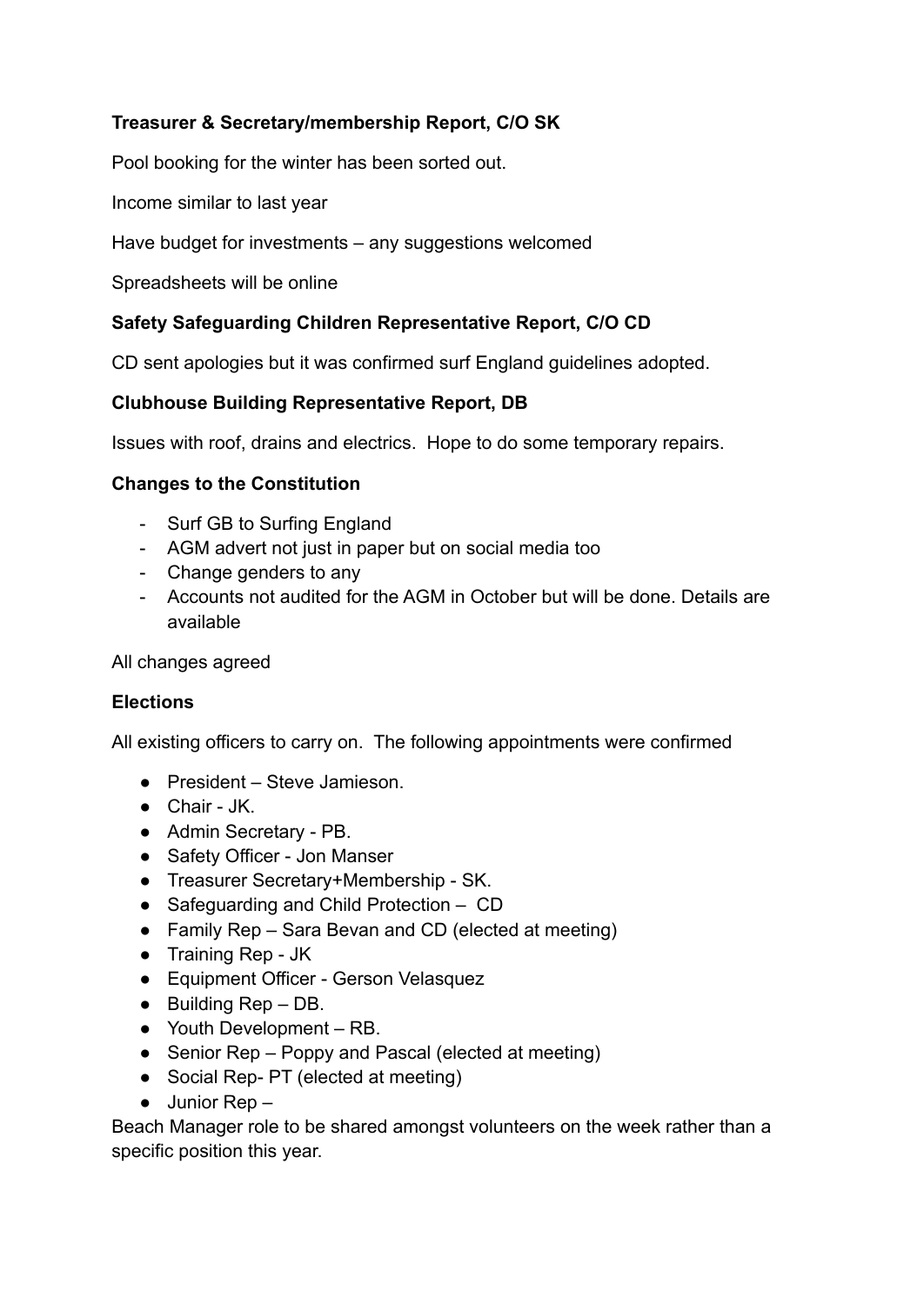**Treasurer & Secretary/membership Report, C/O SK**

Pool booking for the winter has been sorted out.

Income similar to last year

Have budget for investments – any suggestions welcomed

Spreadsheets will be online

**Safety Safeguarding Children Representative Report, C/O CD**

CD sent apologies but it was confirmed surf England guidelines adopted.

**Clubhouse Building Representative Report, DB**

Issues with roof, drains and electrics. Hope to do some temporary repairs.

**Changes to the Constitution**

- Surf GB to Surfing England
- AGM advert not just in paper but on social media too
- Change genders to any
- Accounts not audited for the AGM in October but will be done. Details are available

All changes agreed

**Elections**

All existing officers to carry on. The following appointments were confirmed

- President – Steve Jamieson.
- Chair - JK.
- Admin Secretary - PB.
- Safety Officer - Jon Manser
- Treasurer Secretary+Membership - SK.
- Safeguarding and Child Protection – CD
- Family Rep – Sara Bevan and CD (elected at meeting)
- Training Rep - JK
- Equipment Officer - Gerson Velasquez
- Building Rep – DB.
- Youth Development – RB.
- Senior Rep – Poppy and Pascal (elected at meeting)
- Social Rep- PT (elected at meeting)
- Junior Rep –

Beach Manager role to be shared amongst volunteers on the week rather than a specific position this year.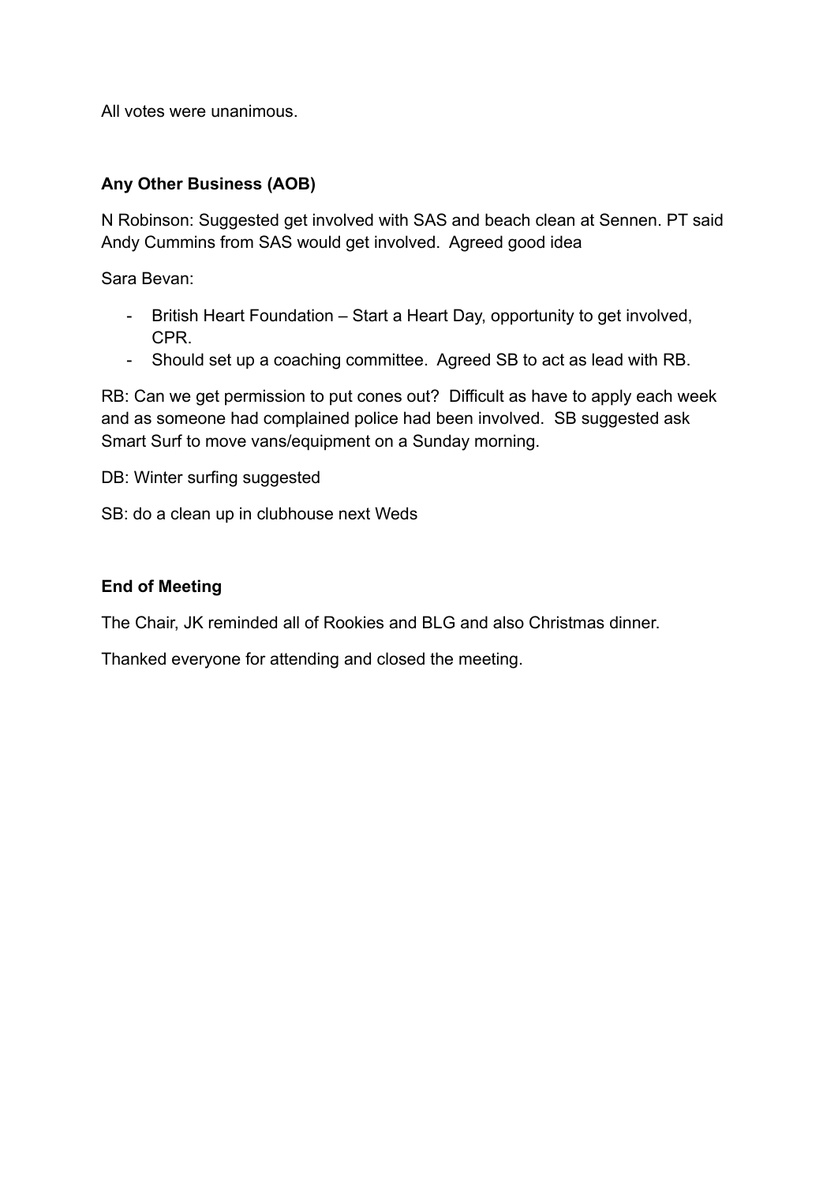All votes were unanimous.

**Any Other Business (AOB)**

N Robinson: Suggested get involved with SAS and beach clean at Sennen. PT said Andy Cummins from SAS would get involved. Agreed good idea

Sara Bevan:

- British Heart Foundation – Start a Heart Day, opportunity to get involved, CPR.
- Should set up a coaching committee. Agreed SB to act as lead with RB.

RB: Can we get permission to put cones out? Difficult as have to apply each week and as someone had complained police had been involved. SB suggested ask Smart Surf to move vans/equipment on a Sunday morning.

DB: Winter surfing suggested

SB: do a clean up in clubhouse next Weds

**End of Meeting**

The Chair, JK reminded all of Rookies and BLG and also Christmas dinner.

Thanked everyone for attending and closed the meeting.